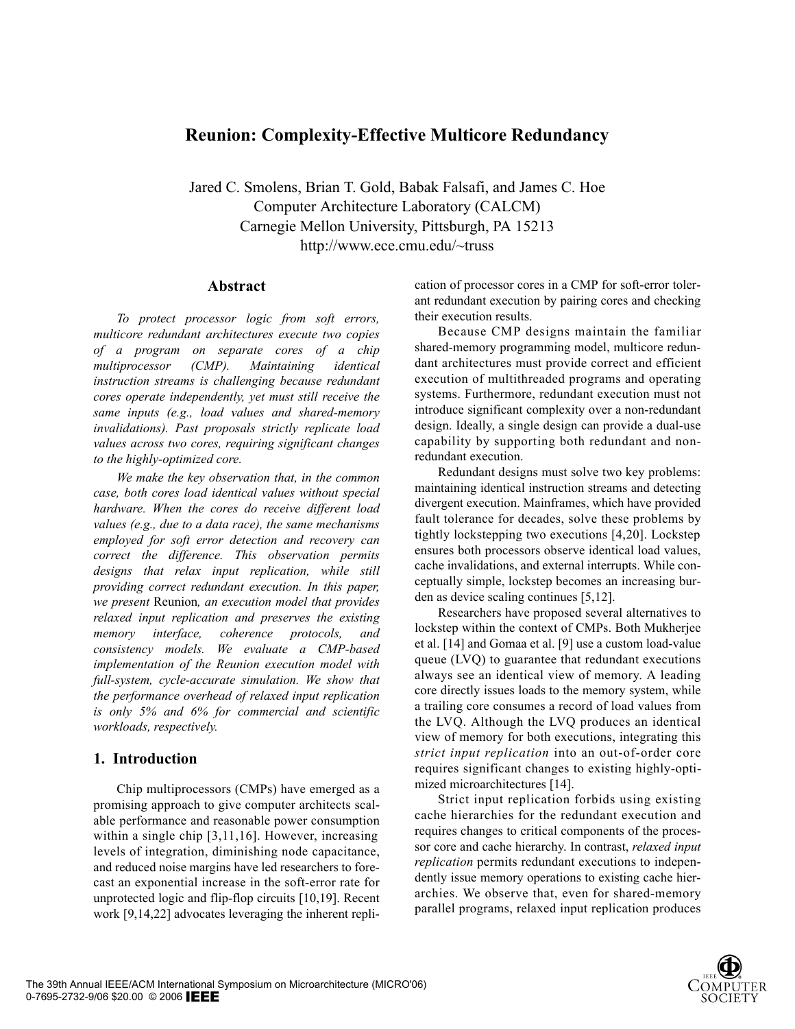# Reunion: Complexity-Effective Multicore Redundancy

Jared C. Smolens, Brian T. Gold, Babak Falsafi, and James C. Hoe
Computer Architecture Laboratory (CALCM)
Carnegie Mellon University, Pittsburgh, PA 15213
http://www.ece.cmu.edu/~truss

## Abstract

*To protect processor logic from soft errors, multicore redundant architectures execute two copies of a program on separate cores of a chip multiprocessor (CMP). Maintaining identical instruction streams is challenging because redundant cores operate independently, yet must still receive the same inputs (e.g., load values and shared-memory invalidations). Past proposals strictly replicate load values across two cores, requiring significant changes to the highly-optimized core.*

*We make the key observation that, in the common case, both cores load identical values without special hardware. When the cores do receive different load values (e.g., due to a data race), the same mechanisms employed for soft error detection and recovery can correct the difference. This observation permits designs that relax input replication, while still providing correct redundant execution. In this paper, we present* Reunion*, an execution model that provides relaxed input replication and preserves the existing memory interface, coherence protocols, and consistency models. We evaluate a CMP-based implementation of the Reunion execution model with full-system, cycle-accurate simulation. We show that the performance overhead of relaxed input replication is only 5% and 6% for commercial and scientific workloads, respectively.*

## 1. Introduction

Chip multiprocessors (CMPs) have emerged as a promising approach to give computer architects scalable performance and reasonable power consumption within a single chip [3,11,16]. However, increasing levels of integration, diminishing node capacitance, and reduced noise margins have led researchers to forecast an exponential increase in the soft-error rate for unprotected logic and flip-flop circuits [10,19]. Recent work [9,14,22] advocates leveraging the inherent replication of processor cores in a CMP for soft-error tolerant redundant execution by pairing cores and checking their execution results.

Because CMP designs maintain the familiar shared-memory programming model, multicore redundant architectures must provide correct and efficient execution of multithreaded programs and operating systems. Furthermore, redundant execution must not introduce significant complexity over a non-redundant design. Ideally, a single design can provide a dual-use capability by supporting both redundant and non-redundant execution.

Redundant designs must solve two key problems: maintaining identical instruction streams and detecting divergent execution. Mainframes, which have provided fault tolerance for decades, solve these problems by tightly lockstepping two executions [4,20]. Lockstep ensures both processors observe identical load values, cache invalidations, and external interrupts. While conceptually simple, lockstep becomes an increasing burden as device scaling continues [5,12].

Researchers have proposed several alternatives to lockstep within the context of CMPs. Both Mukherjee et al. [14] and Gomaa et al. [9] use a custom load-value queue (LVQ) to guarantee that redundant executions always see an identical view of memory. A leading core directly issues loads to the memory system, while a trailing core consumes a record of load values from the LVQ. Although the LVQ produces an identical view of memory for both executions, integrating this *strict input replication* into an out-of-order core requires significant changes to existing highly-optimized microarchitectures [14].

Strict input replication forbids using existing cache hierarchies for the redundant execution and requires changes to critical components of the processor core and cache hierarchy. In contrast, *relaxed input replication* permits redundant executions to independently issue memory operations to existing cache hierarchies. We observe that, even for shared-memory parallel programs, relaxed input replication produces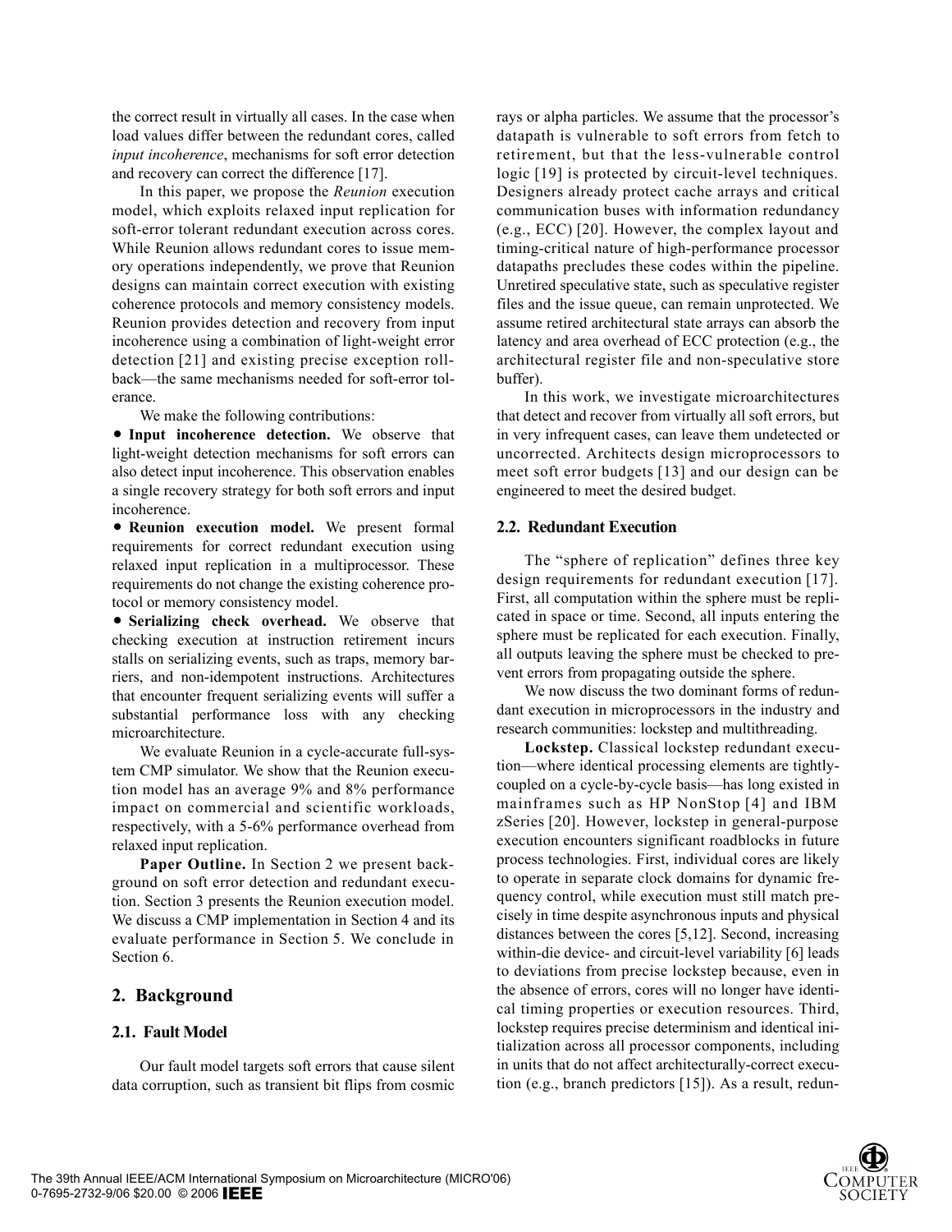the correct result in virtually all cases. In the case when load values differ between the redundant cores, called *input incoherence*, mechanisms for soft error detection and recovery can correct the difference [17].

In this paper, we propose the *Reunion* execution model, which exploits relaxed input replication for soft-error tolerant redundant execution across cores. While Reunion allows redundant cores to issue memory operations independently, we prove that Reunion designs can maintain correct execution with existing coherence protocols and memory consistency models. Reunion provides detection and recovery from input incoherence using a combination of light-weight error detection [21] and existing precise exception rollback—the same mechanisms needed for soft-error tolerance.

We make the following contributions:

- **Input incoherence detection.** We observe that light-weight detection mechanisms for soft errors can also detect input incoherence. This observation enables a single recovery strategy for both soft errors and input incoherence.
- **Reunion execution model.** We present formal requirements for correct redundant execution using relaxed input replication in a multiprocessor. These requirements do not change the existing coherence protocol or memory consistency model.
- **Serializing check overhead.** We observe that checking execution at instruction retirement incurs stalls on serializing events, such as traps, memory barriers, and non-idempotent instructions. Architectures that encounter frequent serializing events will suffer a substantial performance loss with any checking microarchitecture.

We evaluate Reunion in a cycle-accurate full-system CMP simulator. We show that the Reunion execution model has an average 9% and 8% performance impact on commercial and scientific workloads, respectively, with a 5-6% performance overhead from relaxed input replication.

**Paper Outline.** In Section 2 we present background on soft error detection and redundant execution. Section 3 presents the Reunion execution model. We discuss a CMP implementation in Section 4 and its evaluate performance in Section 5. We conclude in Section 6.

## 2. Background

### 2.1. Fault Model

Our fault model targets soft errors that cause silent data corruption, such as transient bit flips from cosmic rays or alpha particles. We assume that the processor's datapath is vulnerable to soft errors from fetch to retirement, but that the less-vulnerable control logic [19] is protected by circuit-level techniques. Designers already protect cache arrays and critical communication buses with information redundancy (e.g., ECC) [20]. However, the complex layout and timing-critical nature of high-performance processor datapaths precludes these codes within the pipeline. Unretired speculative state, such as speculative register files and the issue queue, can remain unprotected. We assume retired architectural state arrays can absorb the latency and area overhead of ECC protection (e.g., the architectural register file and non-speculative store buffer).

In this work, we investigate microarchitectures that detect and recover from virtually all soft errors, but in very infrequent cases, can leave them undetected or uncorrected. Architects design microprocessors to meet soft error budgets [13] and our design can be engineered to meet the desired budget.

### 2.2. Redundant Execution

The "sphere of replication" defines three key design requirements for redundant execution [17]. First, all computation within the sphere must be replicated in space or time. Second, all inputs entering the sphere must be replicated for each execution. Finally, all outputs leaving the sphere must be checked to prevent errors from propagating outside the sphere.

We now discuss the two dominant forms of redundant execution in microprocessors in the industry and research communities: lockstep and multithreading.

**Lockstep.** Classical lockstep redundant execution—where identical processing elements are tightly-coupled on a cycle-by-cycle basis—has long existed in mainframes such as HP NonStop [4] and IBM zSeries [20]. However, lockstep in general-purpose execution encounters significant roadblocks in future process technologies. First, individual cores are likely to operate in separate clock domains for dynamic frequency control, while execution must still match precisely in time despite asynchronous inputs and physical distances between the cores [5,12]. Second, increasing within-die device- and circuit-level variability [6] leads to deviations from precise lockstep because, even in the absence of errors, cores will no longer have identical timing properties or execution resources. Third, lockstep requires precise determinism and identical initialization across all processor components, including in units that do not affect architecturally-correct execution (e.g., branch predictors [15]). As a result, redun-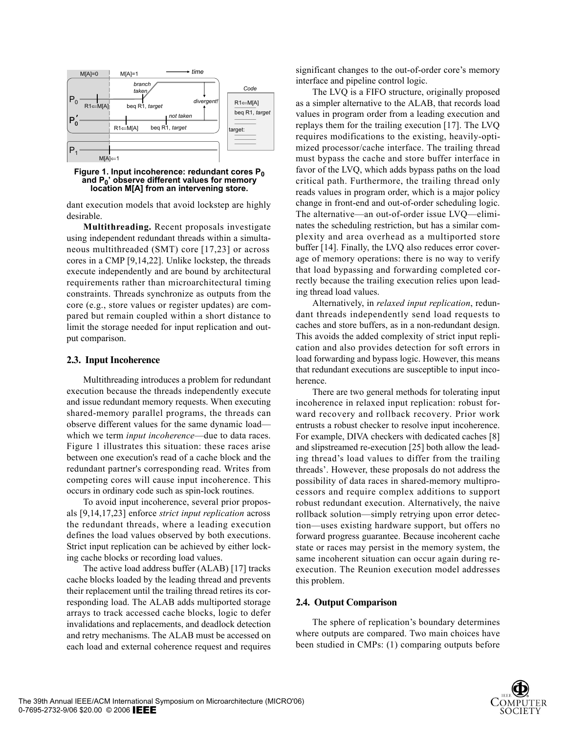M[A]=0 M[A]=1 time

branch taken

$P_0$ R1⇐M[A] beq R1, *target* divergent!

not taken

$P_0'$ R1⇐M[A] beq R1, *target*

$P_1$ M[A]⇐1

Code

R1⇐M[A]
beq R1, *target*
target:

**Figure 1. Input incoherence: redundant cores $P_0$ and $P_0$' observe different values for memory location M[A] from an intervening store.**

dant execution models that avoid lockstep are highly desirable.

**Multithreading.** Recent proposals investigate using independent redundant threads within a simultaneous multithreaded (SMT) core [17,23] or across cores in a CMP [9,14,22]. Unlike lockstep, the threads execute independently and are bound by architectural requirements rather than microarchitectural timing constraints. Threads synchronize as outputs from the core (e.g., store values or register updates) are compared but remain coupled within a short distance to limit the storage needed for input replication and output comparison.

### 2.3. Input Incoherence

Multithreading introduces a problem for redundant execution because the threads independently execute and issue redundant memory requests. When executing shared-memory parallel programs, the threads can observe different values for the same dynamic load—which we term *input incoherence*—due to data races. Figure 1 illustrates this situation: these races arise between one execution's read of a cache block and the redundant partner's corresponding read. Writes from competing cores will cause input incoherence. This occurs in ordinary code such as spin-lock routines.

To avoid input incoherence, several prior proposals [9,14,17,23] enforce *strict input replication* across the redundant threads, where a leading execution defines the load values observed by both executions. Strict input replication can be achieved by either locking cache blocks or recording load values.

The active load address buffer (ALAB) [17] tracks cache blocks loaded by the leading thread and prevents their replacement until the trailing thread retires its corresponding load. The ALAB adds multiported storage arrays to track accessed cache blocks, logic to defer invalidations and replacements, and deadlock detection and retry mechanisms. The ALAB must be accessed on each load and external coherence request and requires significant changes to the out-of-order core's memory interface and pipeline control logic.

The LVQ is a FIFO structure, originally proposed as a simpler alternative to the ALAB, that records load values in program order from a leading execution and replays them for the trailing execution [17]. The LVQ requires modifications to the existing, heavily-optimized processor/cache interface. The trailing thread must bypass the cache and store buffer interface in favor of the LVQ, which adds bypass paths on the load critical path. Furthermore, the trailing thread only reads values in program order, which is a major policy change in front-end and out-of-order scheduling logic. The alternative—an out-of-order issue LVQ—eliminates the scheduling restriction, but has a similar complexity and area overhead as a multiported store buffer [14]. Finally, the LVQ also reduces error coverage of memory operations: there is no way to verify that load bypassing and forwarding completed correctly because the trailing execution relies upon leading thread load values.

Alternatively, in *relaxed input replication*, redundant threads independently send load requests to caches and store buffers, as in a non-redundant design. This avoids the added complexity of strict input replication and also provides detection for soft errors in load forwarding and bypass logic. However, this means that redundant executions are susceptible to input incoherence.

There are two general methods for tolerating input incoherence in relaxed input replication: robust forward recovery and rollback recovery. Prior work entrusts a robust checker to resolve input incoherence. For example, DIVA checkers with dedicated caches [8] and slipstreamed re-execution [25] both allow the leading thread's load values to differ from the trailing threads'. However, these proposals do not address the possibility of data races in shared-memory multiprocessors and require complex additions to support robust redundant execution. Alternatively, the naive rollback solution—simply retrying upon error detection—uses existing hardware support, but offers no forward progress guarantee. Because incoherent cache state or races may persist in the memory system, the same incoherent situation can occur again during re-execution. The Reunion execution model addresses this problem.

### 2.4. Output Comparison

The sphere of replication's boundary determines where outputs are compared. Two main choices have been studied in CMPs: (1) comparing outputs before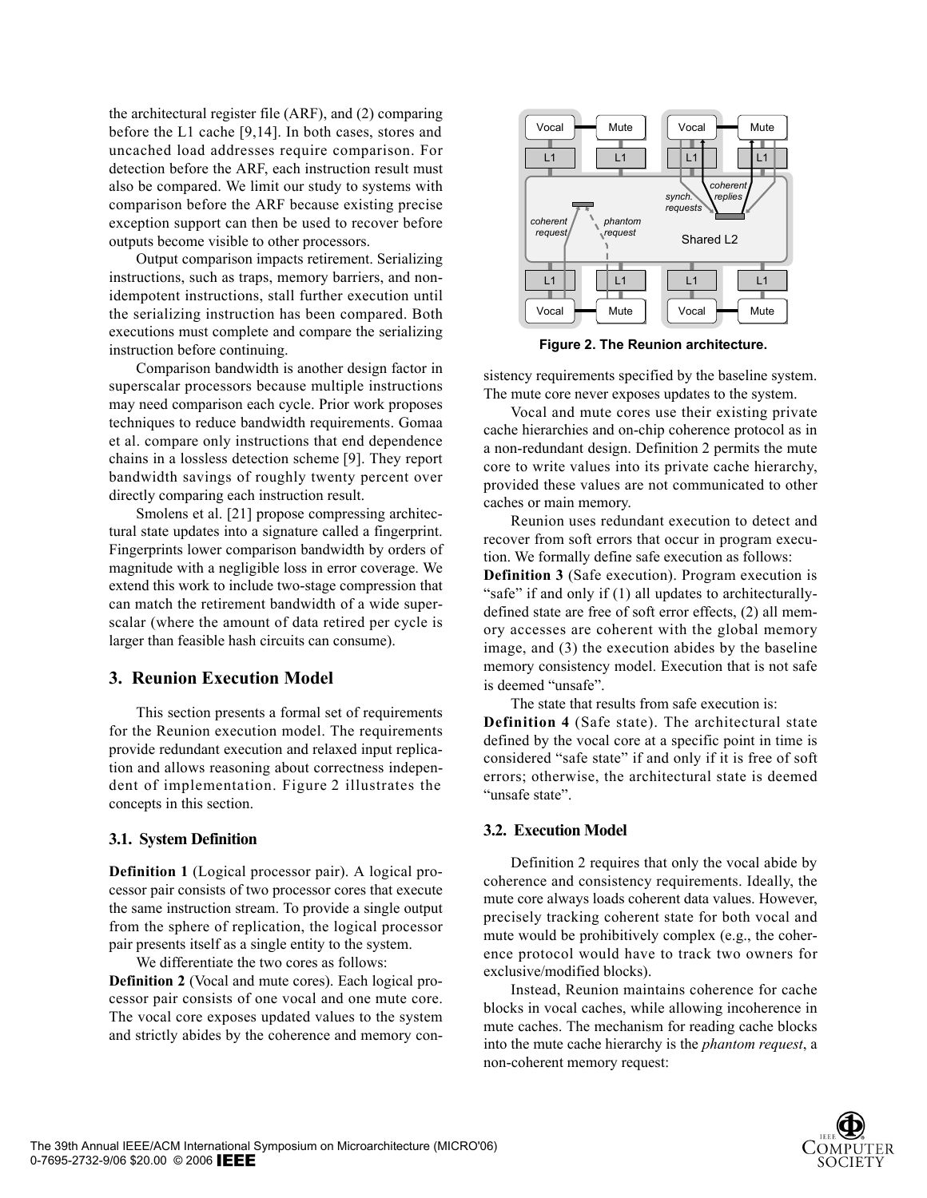the architectural register file (ARF), and (2) comparing before the L1 cache [9,14]. In both cases, stores and uncached load addresses require comparison. For detection before the ARF, each instruction result must also be compared. We limit our study to systems with comparison before the ARF because existing precise exception support can then be used to recover before outputs become visible to other processors.

Output comparison impacts retirement. Serializing instructions, such as traps, memory barriers, and non-idempotent instructions, stall further execution until the serializing instruction has been compared. Both executions must complete and compare the serializing instruction before continuing.

Comparison bandwidth is another design factor in superscalar processors because multiple instructions may need comparison each cycle. Prior work proposes techniques to reduce bandwidth requirements. Gomaa et al. compare only instructions that end dependence chains in a lossless detection scheme [9]. They report bandwidth savings of roughly twenty percent over directly comparing each instruction result.

Smolens et al. [21] propose compressing architectural state updates into a signature called a fingerprint. Fingerprints lower comparison bandwidth by orders of magnitude with a negligible loss in error coverage. We extend this work to include two-stage compression that can match the retirement bandwidth of a wide superscalar (where the amount of data retired per cycle is larger than feasible hash circuits can consume).

## 3. Reunion Execution Model

This section presents a formal set of requirements for the Reunion execution model. The requirements provide redundant execution and relaxed input replication and allows reasoning about correctness independent of implementation. Figure 2 illustrates the concepts in this section.

### 3.1. System Definition

**Definition 1** (Logical processor pair). A logical processor pair consists of two processor cores that execute the same instruction stream. To provide a single output from the sphere of replication, the logical processor pair presents itself as a single entity to the system.

We differentiate the two cores as follows:

**Definition 2** (Vocal and mute cores). Each logical processor pair consists of one vocal and one mute core. The vocal core exposes updated values to the system and strictly abides by the coherence and memory consistency requirements specified by the baseline system. The mute core never exposes updates to the system.

**Figure 2. The Reunion architecture.**

Vocal and mute cores use their existing private cache hierarchies and on-chip coherence protocol as in a non-redundant design. Definition 2 permits the mute core to write values into its private cache hierarchy, provided these values are not communicated to other caches or main memory.

Reunion uses redundant execution to detect and recover from soft errors that occur in program execution. We formally define safe execution as follows:

**Definition 3** (Safe execution). Program execution is "safe" if and only if (1) all updates to architecturally-defined state are free of soft error effects, (2) all memory accesses are coherent with the global memory image, and (3) the execution abides by the baseline memory consistency model. Execution that is not safe is deemed "unsafe".

The state that results from safe execution is:

**Definition 4** (Safe state). The architectural state defined by the vocal core at a specific point in time is considered "safe state" if and only if it is free of soft errors; otherwise, the architectural state is deemed "unsafe state".

### 3.2. Execution Model

Definition 2 requires that only the vocal abide by coherence and consistency requirements. Ideally, the mute core always loads coherent data values. However, precisely tracking coherent state for both vocal and mute would be prohibitively complex (e.g., the coherence protocol would have to track two owners for exclusive/modified blocks).

Instead, Reunion maintains coherence for cache blocks in vocal caches, while allowing incoherence in mute caches. The mechanism for reading cache blocks into the mute cache hierarchy is the *phantom request*, a non-coherent memory request: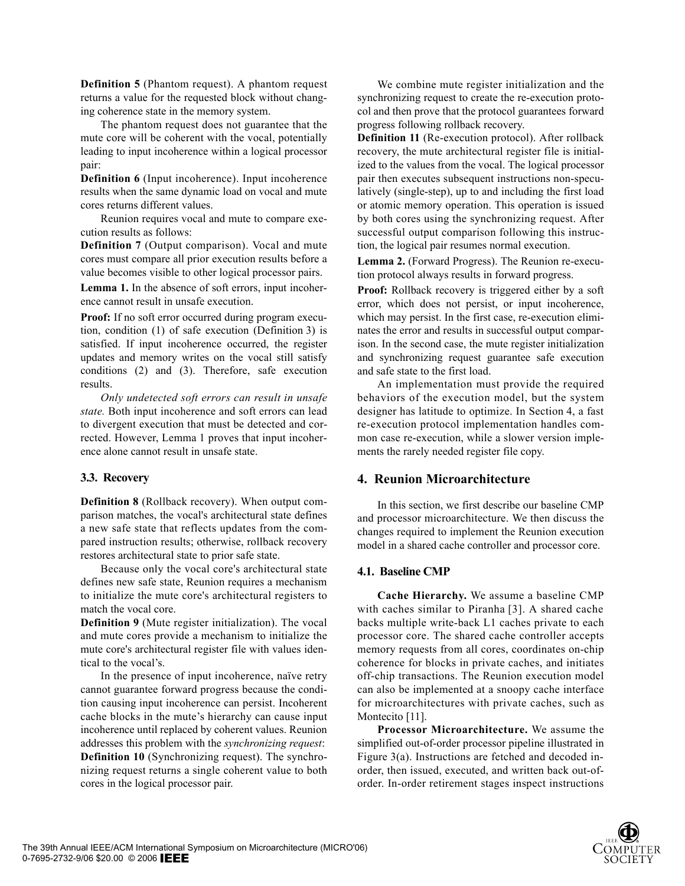**Definition 5** (Phantom request). A phantom request returns a value for the requested block without changing coherence state in the memory system.

The phantom request does not guarantee that the mute core will be coherent with the vocal, potentially leading to input incoherence within a logical processor pair:

**Definition 6** (Input incoherence). Input incoherence results when the same dynamic load on vocal and mute cores returns different values.

Reunion requires vocal and mute to compare execution results as follows:

**Definition 7** (Output comparison). Vocal and mute cores must compare all prior execution results before a value becomes visible to other logical processor pairs.

**Lemma 1.** In the absence of soft errors, input incoherence cannot result in unsafe execution.

**Proof:** If no soft error occurred during program execution, condition (1) of safe execution (Definition 3) is satisfied. If input incoherence occurred, the register updates and memory writes on the vocal still satisfy conditions (2) and (3). Therefore, safe execution results.

*Only undetected soft errors can result in unsafe state.* Both input incoherence and soft errors can lead to divergent execution that must be detected and corrected. However, Lemma 1 proves that input incoherence alone cannot result in unsafe state.

### 3.3. Recovery

**Definition 8** (Rollback recovery). When output comparison matches, the vocal's architectural state defines a new safe state that reflects updates from the compared instruction results; otherwise, rollback recovery restores architectural state to prior safe state.

Because only the vocal core's architectural state defines new safe state, Reunion requires a mechanism to initialize the mute core's architectural registers to match the vocal core.

**Definition 9** (Mute register initialization). The vocal and mute cores provide a mechanism to initialize the mute core's architectural register file with values identical to the vocal's.

In the presence of input incoherence, naïve retry cannot guarantee forward progress because the condition causing input incoherence can persist. Incoherent cache blocks in the mute's hierarchy can cause input incoherence until replaced by coherent values. Reunion addresses this problem with the *synchronizing request*:

**Definition 10** (Synchronizing request). The synchronizing request returns a single coherent value to both cores in the logical processor pair.

We combine mute register initialization and the synchronizing request to create the re-execution protocol and then prove that the protocol guarantees forward progress following rollback recovery.

**Definition 11** (Re-execution protocol). After rollback recovery, the mute architectural register file is initialized to the values from the vocal. The logical processor pair then executes subsequent instructions non-speculatively (single-step), up to and including the first load or atomic memory operation. This operation is issued by both cores using the synchronizing request. After successful output comparison following this instruction, the logical pair resumes normal execution.

**Lemma 2.** (Forward Progress). The Reunion re-execution protocol always results in forward progress.

**Proof:** Rollback recovery is triggered either by a soft error, which does not persist, or input incoherence, which may persist. In the first case, re-execution eliminates the error and results in successful output comparison. In the second case, the mute register initialization and synchronizing request guarantee safe execution and safe state to the first load.

An implementation must provide the required behaviors of the execution model, but the system designer has latitude to optimize. In Section 4, a fast re-execution protocol implementation handles common case re-execution, while a slower version implements the rarely needed register file copy.

## 4. Reunion Microarchitecture

In this section, we first describe our baseline CMP and processor microarchitecture. We then discuss the changes required to implement the Reunion execution model in a shared cache controller and processor core.

### 4.1. Baseline CMP

**Cache Hierarchy.** We assume a baseline CMP with caches similar to Piranha [3]. A shared cache backs multiple write-back L1 caches private to each processor core. The shared cache controller accepts memory requests from all cores, coordinates on-chip coherence for blocks in private caches, and initiates off-chip transactions. The Reunion execution model can also be implemented at a snoopy cache interface for microarchitectures with private caches, such as Montecito [11].

**Processor Microarchitecture.** We assume the simplified out-of-order processor pipeline illustrated in Figure 3(a). Instructions are fetched and decoded in-order, then issued, executed, and written back out-of-order. In-order retirement stages inspect instructions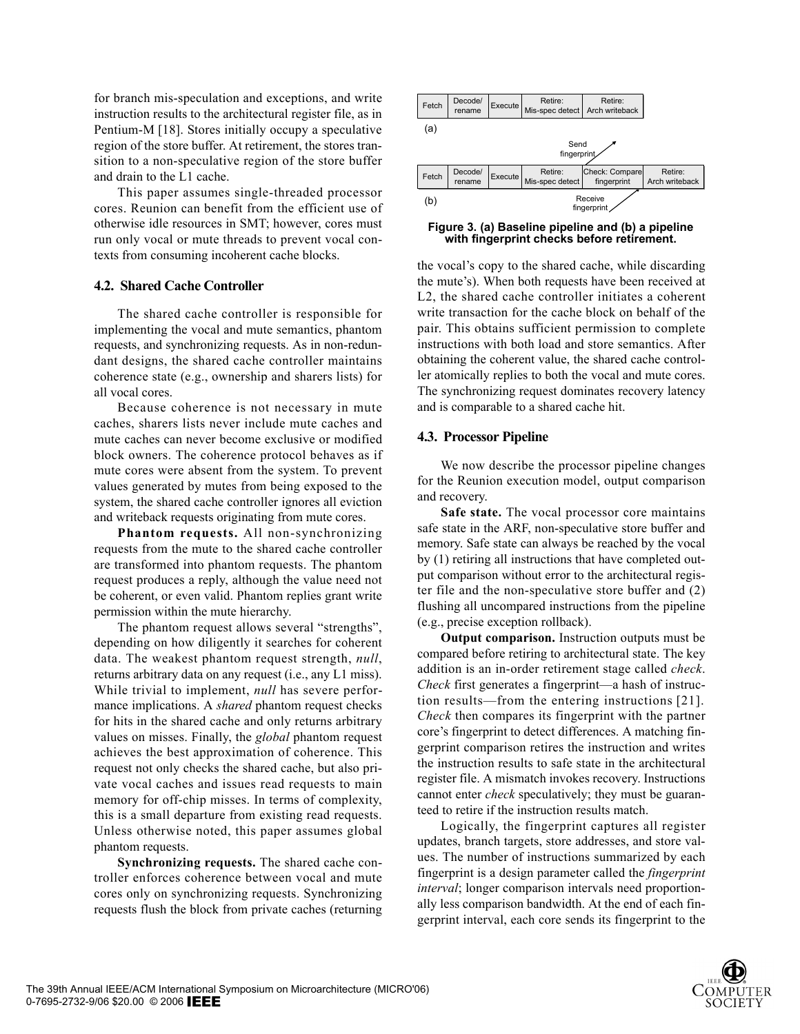for branch mis-speculation and exceptions, and write instruction results to the architectural register file, as in Pentium-M [18]. Stores initially occupy a speculative region of the store buffer. At retirement, the stores transition to a non-speculative region of the store buffer and drain to the L1 cache.

This paper assumes single-threaded processor cores. Reunion can benefit from the efficient use of otherwise idle resources in SMT; however, cores must run only vocal or mute threads to prevent vocal contexts from consuming incoherent cache blocks.

### 4.2. Shared Cache Controller

The shared cache controller is responsible for implementing the vocal and mute semantics, phantom requests, and synchronizing requests. As in non-redundant designs, the shared cache controller maintains coherence state (e.g., ownership and sharers lists) for all vocal cores.

Because coherence is not necessary in mute caches, sharers lists never include mute caches and mute caches can never become exclusive or modified block owners. The coherence protocol behaves as if mute cores were absent from the system. To prevent values generated by mutes from being exposed to the system, the shared cache controller ignores all eviction and writeback requests originating from mute cores.

**Phantom requests.** All non-synchronizing requests from the mute to the shared cache controller are transformed into phantom requests. The phantom request produces a reply, although the value need not be coherent, or even valid. Phantom replies grant write permission within the mute hierarchy.

The phantom request allows several "strengths", depending on how diligently it searches for coherent data. The weakest phantom request strength, *null*, returns arbitrary data on any request (i.e., any L1 miss). While trivial to implement, *null* has severe performance implications. A *shared* phantom request checks for hits in the shared cache and only returns arbitrary values on misses. Finally, the *global* phantom request achieves the best approximation of coherence. This request not only checks the shared cache, but also private vocal caches and issues read requests to main memory for off-chip misses. In terms of complexity, this is a small departure from existing read requests. Unless otherwise noted, this paper assumes global phantom requests.

**Synchronizing requests.** The shared cache controller enforces coherence between vocal and mute cores only on synchronizing requests. Synchronizing requests flush the block from private caches (returning the vocal's copy to the shared cache, while discarding the mute's). When both requests have been received at L2, the shared cache controller initiates a coherent write transaction for the cache block on behalf of the pair. This obtains sufficient permission to complete instructions with both load and store semantics. After obtaining the coherent value, the shared cache controller atomically replies to both the vocal and mute cores. The synchronizing request dominates recovery latency and is comparable to a shared cache hit.

(a)

| Fetch | Decode/ rename | Execute | Retire: Mis-spec detect | Retire: Arch writeback |
|---|---|---|---|---|

(b)

| Fetch | Decode/ rename | Execute | Retire: Mis-spec detect | Check: Compare fingerprint | Retire: Arch writeback |
|---|---|---|---|---|---|

Send fingerprint / Receive fingerprint

**Figure 3. (a) Baseline pipeline and (b) a pipeline with fingerprint checks before retirement.**

### 4.3. Processor Pipeline

We now describe the processor pipeline changes for the Reunion execution model, output comparison and recovery.

**Safe state.** The vocal processor core maintains safe state in the ARF, non-speculative store buffer and memory. Safe state can always be reached by the vocal by (1) retiring all instructions that have completed output comparison without error to the architectural register file and the non-speculative store buffer and (2) flushing all uncompared instructions from the pipeline (e.g., precise exception rollback).

**Output comparison.** Instruction outputs must be compared before retiring to architectural state. The key addition is an in-order retirement stage called *check*. *Check* first generates a fingerprint—a hash of instruction results—from the entering instructions [21]. *Check* then compares its fingerprint with the partner core's fingerprint to detect differences. A matching fingerprint comparison retires the instruction and writes the instruction results to safe state in the architectural register file. A mismatch invokes recovery. Instructions cannot enter *check* speculatively; they must be guaranteed to retire if the instruction results match.

Logically, the fingerprint captures all register updates, branch targets, store addresses, and store values. The number of instructions summarized by each fingerprint is a design parameter called the *fingerprint interval*; longer comparison intervals need proportionally less comparison bandwidth. At the end of each fingerprint interval, each core sends its fingerprint to the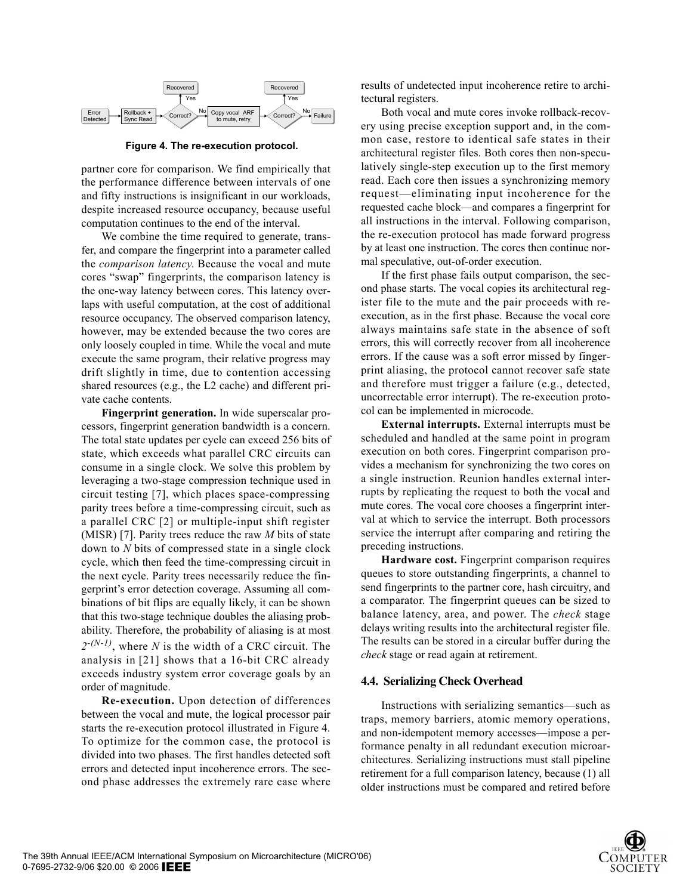Error Detected

Rollback + Sync Read

Correct?

Yes

Recovered

No

Copy vocal ARF to mute, retry

Correct?

Yes

Recovered

No

Failure

**Figure 4. The re-execution protocol.**

partner core for comparison. We find empirically that the performance difference between intervals of one and fifty instructions is insignificant in our workloads, despite increased resource occupancy, because useful computation continues to the end of the interval.

We combine the time required to generate, transfer, and compare the fingerprint into a parameter called the *comparison latency*. Because the vocal and mute cores "swap" fingerprints, the comparison latency is the one-way latency between cores. This latency overlaps with useful computation, at the cost of additional resource occupancy. The observed comparison latency, however, may be extended because the two cores are only loosely coupled in time. While the vocal and mute execute the same program, their relative progress may drift slightly in time, due to contention accessing shared resources (e.g., the L2 cache) and different private cache contents.

**Fingerprint generation.** In wide superscalar processors, fingerprint generation bandwidth is a concern. The total state updates per cycle can exceed 256 bits of state, which exceeds what parallel CRC circuits can consume in a single clock. We solve this problem by leveraging a two-stage compression technique used in circuit testing [7], which places space-compressing parity trees before a time-compressing circuit, such as a parallel CRC [2] or multiple-input shift register (MISR) [7]. Parity trees reduce the raw $M$ bits of state down to $N$ bits of compressed state in a single clock cycle, which then feed the time-compressing circuit in the next cycle. Parity trees necessarily reduce the fingerprint's error detection coverage. Assuming all combinations of bit flips are equally likely, it can be shown that this two-stage technique doubles the aliasing probability. Therefore, the probability of aliasing is at most $2^{-(N-1)}$, where $N$ is the width of a CRC circuit. The analysis in [21] shows that a 16-bit CRC already exceeds industry system error coverage goals by an order of magnitude.

**Re-execution.** Upon detection of differences between the vocal and mute, the logical processor pair starts the re-execution protocol illustrated in Figure 4. To optimize for the common case, the protocol is divided into two phases. The first handles detected soft errors and detected input incoherence errors. The second phase addresses the extremely rare case where results of undetected input incoherence retire to architectural registers.

Both vocal and mute cores invoke rollback-recovery using precise exception support and, in the common case, restore to identical safe states in their architectural register files. Both cores then non-speculatively single-step execution up to the first memory read. Each core then issues a synchronizing memory request—eliminating input incoherence for the requested cache block—and compares a fingerprint for all instructions in the interval. Following comparison, the re-execution protocol has made forward progress by at least one instruction. The cores then continue normal speculative, out-of-order execution.

If the first phase fails output comparison, the second phase starts. The vocal copies its architectural register file to the mute and the pair proceeds with re-execution, as in the first phase. Because the vocal core always maintains safe state in the absence of soft errors, this will correctly recover from all incoherence errors. If the cause was a soft error missed by fingerprint aliasing, the protocol cannot recover safe state and therefore must trigger a failure (e.g., detected, uncorrectable error interrupt). The re-execution protocol can be implemented in microcode.

**External interrupts.** External interrupts must be scheduled and handled at the same point in program execution on both cores. Fingerprint comparison provides a mechanism for synchronizing the two cores on a single instruction. Reunion handles external interrupts by replicating the request to both the vocal and mute cores. The vocal core chooses a fingerprint interval at which to service the interrupt. Both processors service the interrupt after comparing and retiring the preceding instructions.

**Hardware cost.** Fingerprint comparison requires queues to store outstanding fingerprints, a channel to send fingerprints to the partner core, hash circuitry, and a comparator. The fingerprint queues can be sized to balance latency, area, and power. The *check* stage delays writing results into the architectural register file. The results can be stored in a circular buffer during the *check* stage or read again at retirement.

### 4.4. Serializing Check Overhead

Instructions with serializing semantics—such as traps, memory barriers, atomic memory operations, and non-idempotent memory accesses—impose a performance penalty in all redundant execution microarchitectures. Serializing instructions must stall pipeline retirement for a full comparison latency, because (1) all older instructions must be compared and retired before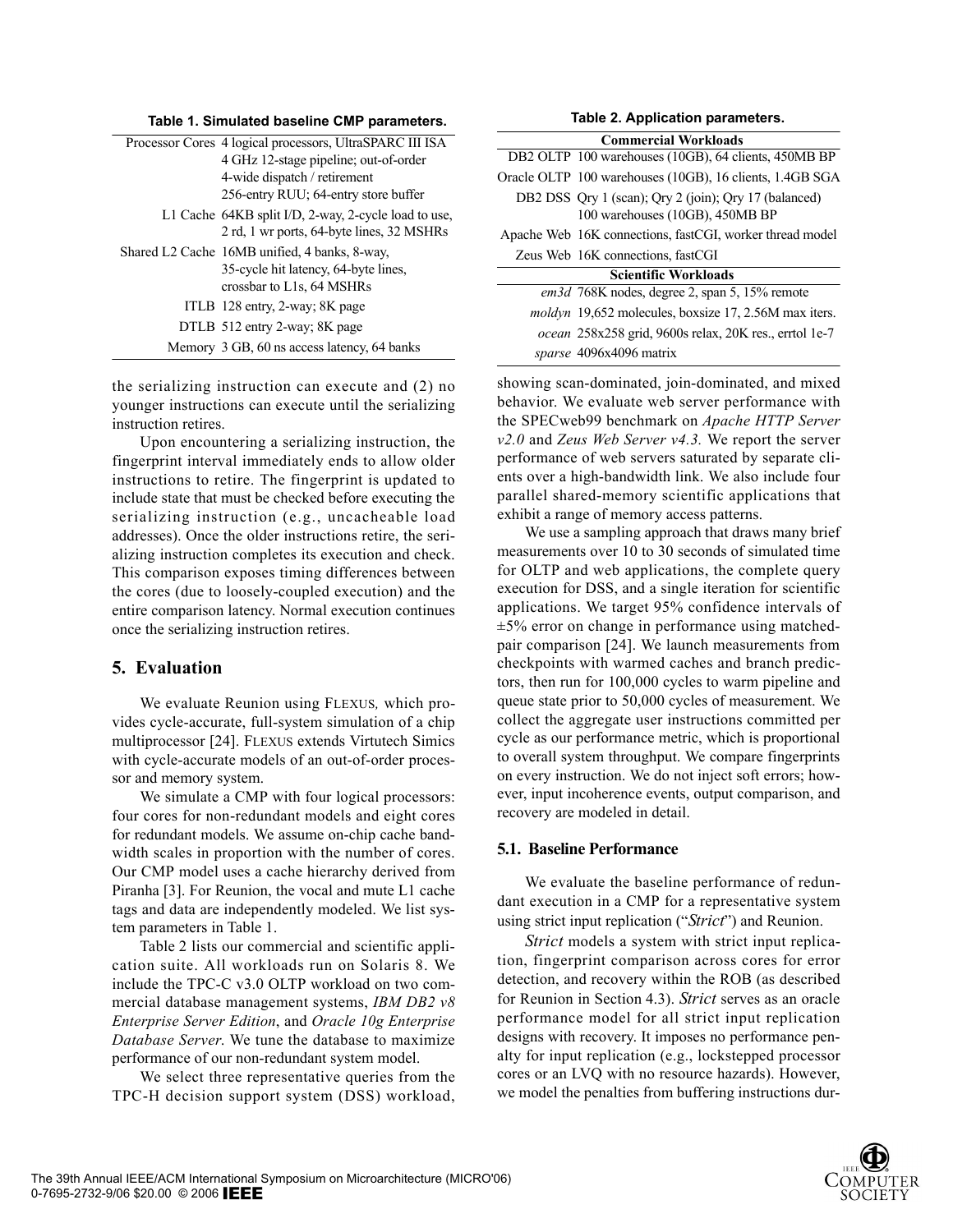**Table 1. Simulated baseline CMP parameters.**

| | |
|---|---|
| Processor Cores | 4 logical processors, UltraSPARC III ISA<br>4 GHz 12-stage pipeline; out-of-order<br>4-wide dispatch / retirement<br>256-entry RUU; 64-entry store buffer |
| L1 Cache | 64KB split I/D, 2-way, 2-cycle load to use, 2 rd, 1 wr ports, 64-byte lines, 32 MSHRs |
| Shared L2 Cache | 16MB unified, 4 banks, 8-way, 35-cycle hit latency, 64-byte lines, crossbar to L1s, 64 MSHRs |
| ITLB | 128 entry, 2-way; 8K page |
| DTLB | 512 entry 2-way; 8K page |
| Memory | 3 GB, 60 ns access latency, 64 banks |

**Table 2. Application parameters.**

| | |
|---|---|
| **Commercial Workloads** | |
| DB2 OLTP | 100 warehouses (10GB), 64 clients, 450MB BP |
| Oracle OLTP | 100 warehouses (10GB), 16 clients, 1.4GB SGA |
| DB2 DSS | Qry 1 (scan); Qry 2 (join); Qry 17 (balanced) 100 warehouses (10GB), 450MB BP |
| Apache Web | 16K connections, fastCGI, worker thread model |
| Zeus Web | 16K connections, fastCGI |
| **Scientific Workloads** | |
| *em3d* | 768K nodes, degree 2, span 5, 15% remote |
| *moldyn* | 19,652 molecules, boxsize 17, 2.56M max iters. |
| *ocean* | 258x258 grid, 9600s relax, 20K res., errtol 1e-7 |
| *sparse* | 4096x4096 matrix |

the serializing instruction can execute and (2) no younger instructions can execute until the serializing instruction retires.

Upon encountering a serializing instruction, the fingerprint interval immediately ends to allow older instructions to retire. The fingerprint is updated to include state that must be checked before executing the serializing instruction (e.g., uncacheable load addresses). Once the older instructions retire, the serializing instruction completes its execution and check. This comparison exposes timing differences between the cores (due to loosely-coupled execution) and the entire comparison latency. Normal execution continues once the serializing instruction retires.

## 5. Evaluation

We evaluate Reunion using FLEXUS, which provides cycle-accurate, full-system simulation of a chip multiprocessor [24]. FLEXUS extends Virtutech Simics with cycle-accurate models of an out-of-order processor and memory system.

We simulate a CMP with four logical processors: four cores for non-redundant models and eight cores for redundant models. We assume on-chip cache bandwidth scales in proportion with the number of cores. Our CMP model uses a cache hierarchy derived from Piranha [3]. For Reunion, the vocal and mute L1 cache tags and data are independently modeled. We list system parameters in Table 1.

Table 2 lists our commercial and scientific application suite. All workloads run on Solaris 8. We include the TPC-C v3.0 OLTP workload on two commercial database management systems, *IBM DB2 v8 Enterprise Server Edition*, and *Oracle 10g Enterprise Database Server*. We tune the database to maximize performance of our non-redundant system model.

We select three representative queries from the TPC-H decision support system (DSS) workload, showing scan-dominated, join-dominated, and mixed behavior. We evaluate web server performance with the SPECweb99 benchmark on *Apache HTTP Server v2.0* and *Zeus Web Server v4.3.* We report the server performance of web servers saturated by separate clients over a high-bandwidth link. We also include four parallel shared-memory scientific applications that exhibit a range of memory access patterns.

We use a sampling approach that draws many brief measurements over 10 to 30 seconds of simulated time for OLTP and web applications, the complete query execution for DSS, and a single iteration for scientific applications. We target 95% confidence intervals of ±5% error on change in performance using matched-pair comparison [24]. We launch measurements from checkpoints with warmed caches and branch predictors, then run for 100,000 cycles to warm pipeline and queue state prior to 50,000 cycles of measurement. We collect the aggregate user instructions committed per cycle as our performance metric, which is proportional to overall system throughput. We compare fingerprints on every instruction. We do not inject soft errors; however, input incoherence events, output comparison, and recovery are modeled in detail.

### 5.1. Baseline Performance

We evaluate the baseline performance of redundant execution in a CMP for a representative system using strict input replication ("*Strict*") and Reunion.

*Strict* models a system with strict input replication, fingerprint comparison across cores for error detection, and recovery within the ROB (as described for Reunion in Section 4.3). *Strict* serves as an oracle performance model for all strict input replication designs with recovery. It imposes no performance penalty for input replication (e.g., lockstepped processor cores or an LVQ with no resource hazards). However, we model the penalties from buffering instructions dur-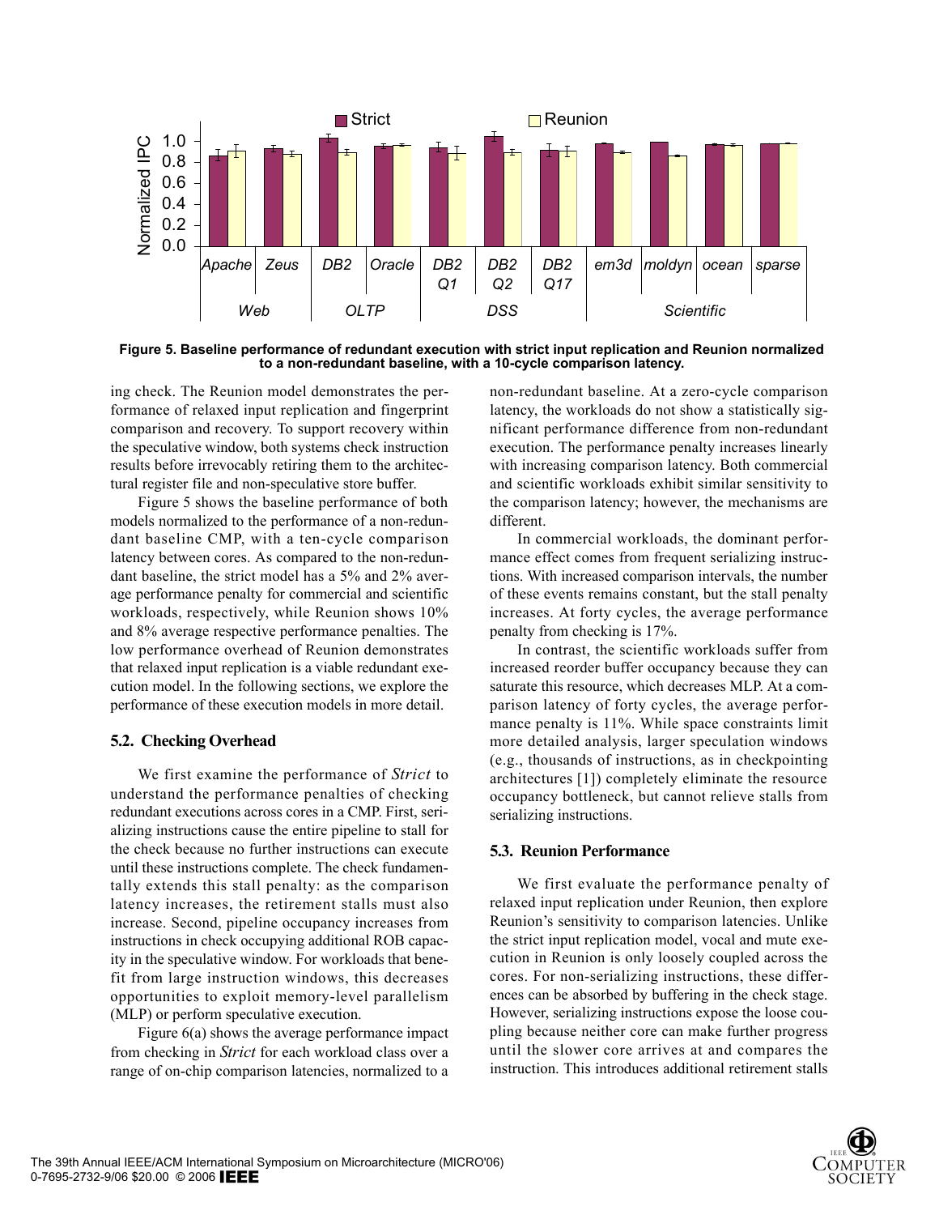Strict
Reunion

Normalized IPC

1.0
0.8
0.6
0.4
0.2
0.0

Apache | Zeus | DB2 | Oracle | DB2 Q1 | DB2 Q2 | DB2 Q17 | em3d | moldyn | ocean | sparse

Web | OLTP | DSS | Scientific

**Figure 5. Baseline performance of redundant execution with strict input replication and Reunion normalized to a non-redundant baseline, with a 10-cycle comparison latency.**

ing check. The Reunion model demonstrates the performance of relaxed input replication and fingerprint comparison and recovery. To support recovery within the speculative window, both systems check instruction results before irrevocably retiring them to the architectural register file and non-speculative store buffer.

Figure 5 shows the baseline performance of both models normalized to the performance of a non-redundant baseline CMP, with a ten-cycle comparison latency between cores. As compared to the non-redundant baseline, the strict model has a 5% and 2% average performance penalty for commercial and scientific workloads, respectively, while Reunion shows 10% and 8% average respective performance penalties. The low performance overhead of Reunion demonstrates that relaxed input replication is a viable redundant execution model. In the following sections, we explore the performance of these execution models in more detail.

### 5.2. Checking Overhead

We first examine the performance of *Strict* to understand the performance penalties of checking redundant executions across cores in a CMP. First, serializing instructions cause the entire pipeline to stall for the check because no further instructions can execute until these instructions complete. The check fundamentally extends this stall penalty: as the comparison latency increases, the retirement stalls must also increase. Second, pipeline occupancy increases from instructions in check occupying additional ROB capacity in the speculative window. For workloads that benefit from large instruction windows, this decreases opportunities to exploit memory-level parallelism (MLP) or perform speculative execution.

Figure 6(a) shows the average performance impact from checking in *Strict* for each workload class over a range of on-chip comparison latencies, normalized to a non-redundant baseline. At a zero-cycle comparison latency, the workloads do not show a statistically significant performance difference from non-redundant execution. The performance penalty increases linearly with increasing comparison latency. Both commercial and scientific workloads exhibit similar sensitivity to the comparison latency; however, the mechanisms are different.

In commercial workloads, the dominant performance effect comes from frequent serializing instructions. With increased comparison intervals, the number of these events remains constant, but the stall penalty increases. At forty cycles, the average performance penalty from checking is 17%.

In contrast, the scientific workloads suffer from increased reorder buffer occupancy because they can saturate this resource, which decreases MLP. At a comparison latency of forty cycles, the average performance penalty is 11%. While space constraints limit more detailed analysis, larger speculation windows (e.g., thousands of instructions, as in checkpointing architectures [1]) completely eliminate the resource occupancy bottleneck, but cannot relieve stalls from serializing instructions.

### 5.3. Reunion Performance

We first evaluate the performance penalty of relaxed input replication under Reunion, then explore Reunion's sensitivity to comparison latencies. Unlike the strict input replication model, vocal and mute execution in Reunion is only loosely coupled across the cores. For non-serializing instructions, these differences can be absorbed by buffering in the check stage. However, serializing instructions expose the loose coupling because neither core can make further progress until the slower core arrives at and compares the instruction. This introduces additional retirement stalls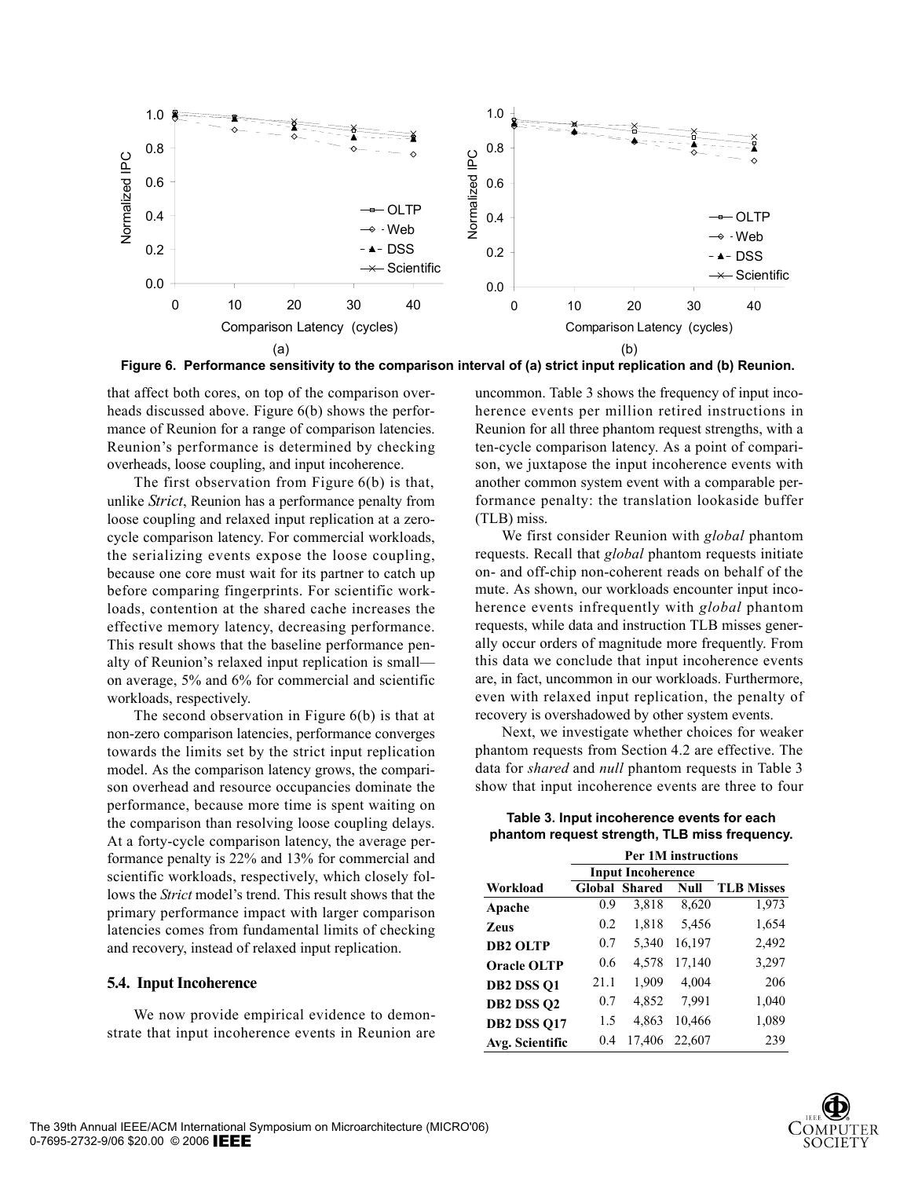Figure 6. Performance sensitivity to the comparison interval of (a) strict input replication and (b) Reunion.

that affect both cores, on top of the comparison overheads discussed above. Figure 6(b) shows the performance of Reunion for a range of comparison latencies. Reunion's performance is determined by checking overheads, loose coupling, and input incoherence.

The first observation from Figure 6(b) is that, unlike *Strict*, Reunion has a performance penalty from loose coupling and relaxed input replication at a zero-cycle comparison latency. For commercial workloads, the serializing events expose the loose coupling, because one core must wait for its partner to catch up before comparing fingerprints. For scientific workloads, contention at the shared cache increases the effective memory latency, decreasing performance. This result shows that the baseline performance penalty of Reunion's relaxed input replication is small—on average, 5% and 6% for commercial and scientific workloads, respectively.

The second observation in Figure 6(b) is that at non-zero comparison latencies, performance converges towards the limits set by the strict input replication model. As the comparison latency grows, the comparison overhead and resource occupancies dominate the performance, because more time is spent waiting on the comparison than resolving loose coupling delays. At a forty-cycle comparison latency, the average performance penalty is 22% and 13% for commercial and scientific workloads, respectively, which closely follows the *Strict* model's trend. This result shows that the primary performance impact with larger comparison latencies comes from fundamental limits of checking and recovery, instead of relaxed input replication.

### 5.4. Input Incoherence

We now provide empirical evidence to demonstrate that input incoherence events in Reunion are uncommon. Table 3 shows the frequency of input incoherence events per million retired instructions in Reunion for all three phantom request strengths, with a ten-cycle comparison latency. As a point of comparison, we juxtapose the input incoherence events with another common system event with a comparable performance penalty: the translation lookaside buffer (TLB) miss.

We first consider Reunion with *global* phantom requests. Recall that *global* phantom requests initiate on- and off-chip non-coherent reads on behalf of the mute. As shown, our workloads encounter input incoherence events infrequently with *global* phantom requests, while data and instruction TLB misses generally occur orders of magnitude more frequently. From this data we conclude that input incoherence events are, in fact, uncommon in our workloads. Furthermore, even with relaxed input replication, the penalty of recovery is overshadowed by other system events.

Next, we investigate whether choices for weaker phantom requests from Section 4.2 are effective. The data for *shared* and *null* phantom requests in Table 3 show that input incoherence events are three to four

**Table 3. Input incoherence events for each phantom request strength, TLB miss frequency.**

| | Per 1M instructions | | | |
|---|---|---|---|---|
| | Input Incoherence | | | |
| **Workload** | **Global** | **Shared** | **Null** | **TLB Misses** |
| **Apache** | 0.9 | 3,818 | 8,620 | 1,973 |
| **Zeus** | 0.2 | 1,818 | 5,456 | 1,654 |
| **DB2 OLTP** | 0.7 | 5,340 | 16,197 | 2,492 |
| **Oracle OLTP** | 0.6 | 4,578 | 17,140 | 3,297 |
| **DB2 DSS Q1** | 21.1 | 1,909 | 4,004 | 206 |
| **DB2 DSS Q2** | 0.7 | 4,852 | 7,991 | 1,040 |
| **DB2 DSS Q17** | 1.5 | 4,863 | 10,466 | 1,089 |
| **Avg. Scientific** | 0.4 | 17,406 | 22,607 | 239 |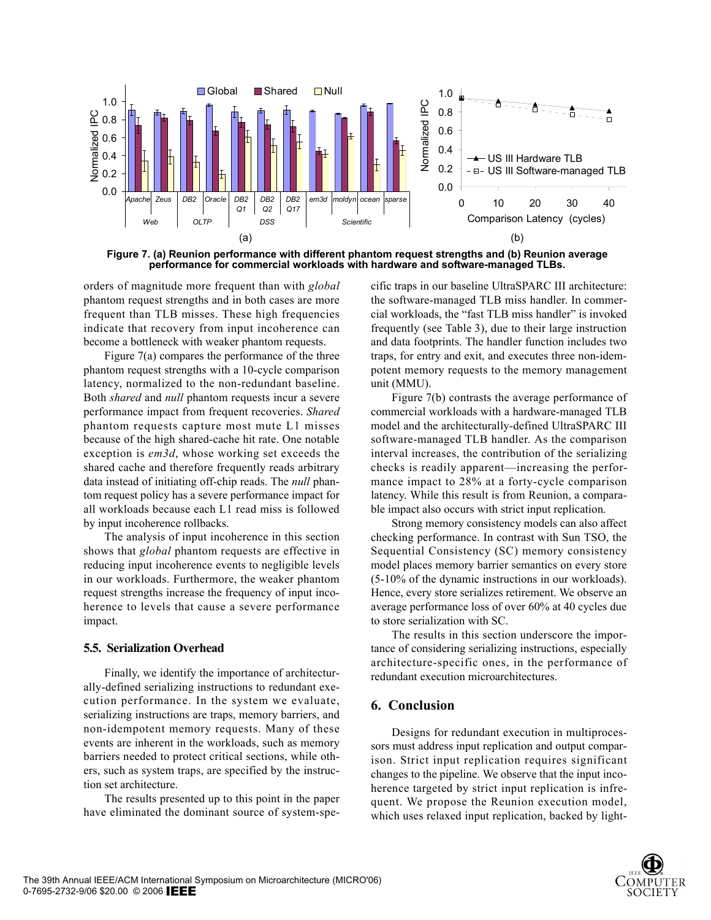**Figure 7. (a) Reunion performance with different phantom request strengths and (b) Reunion average performance for commercial workloads with hardware and software-managed TLBs.**

orders of magnitude more frequent than with *global* phantom request strengths and in both cases are more frequent than TLB misses. These high frequencies indicate that recovery from input incoherence can become a bottleneck with weaker phantom requests.

Figure 7(a) compares the performance of the three phantom request strengths with a 10-cycle comparison latency, normalized to the non-redundant baseline. Both *shared* and *null* phantom requests incur a severe performance impact from frequent recoveries. *Shared* phantom requests capture most mute L1 misses because of the high shared-cache hit rate. One notable exception is *em3d*, whose working set exceeds the shared cache and therefore frequently reads arbitrary data instead of initiating off-chip reads. The *null* phantom request policy has a severe performance impact for all workloads because each L1 read miss is followed by input incoherence rollbacks.

The analysis of input incoherence in this section shows that *global* phantom requests are effective in reducing input incoherence events to negligible levels in our workloads. Furthermore, the weaker phantom request strengths increase the frequency of input incoherence to levels that cause a severe performance impact.

### 5.5. Serialization Overhead

Finally, we identify the importance of architecturally-defined serializing instructions to redundant execution performance. In the system we evaluate, serializing instructions are traps, memory barriers, and non-idempotent memory requests. Many of these events are inherent in the workloads, such as memory barriers needed to protect critical sections, while others, such as system traps, are specified by the instruction set architecture.

The results presented up to this point in the paper have eliminated the dominant source of system-specific traps in our baseline UltraSPARC III architecture: the software-managed TLB miss handler. In commercial workloads, the "fast TLB miss handler" is invoked frequently (see Table 3), due to their large instruction and data footprints. The handler function includes two traps, for entry and exit, and executes three non-idempotent memory requests to the memory management unit (MMU).

Figure 7(b) contrasts the average performance of commercial workloads with a hardware-managed TLB model and the architecturally-defined UltraSPARC III software-managed TLB handler. As the comparison interval increases, the contribution of the serializing checks is readily apparent—increasing the performance impact to 28% at a forty-cycle comparison latency. While this result is from Reunion, a comparable impact also occurs with strict input replication.

Strong memory consistency models can also affect checking performance. In contrast with Sun TSO, the Sequential Consistency (SC) memory consistency model places memory barrier semantics on every store (5-10% of the dynamic instructions in our workloads). Hence, every store serializes retirement. We observe an average performance loss of over 60% at 40 cycles due to store serialization with SC.

The results in this section underscore the importance of considering serializing instructions, especially architecture-specific ones, in the performance of redundant execution microarchitectures.

## 6. Conclusion

Designs for redundant execution in multiprocessors must address input replication and output comparison. Strict input replication requires significant changes to the pipeline. We observe that the input incoherence targeted by strict input replication is infrequent. We propose the Reunion execution model, which uses relaxed input replication, backed by light-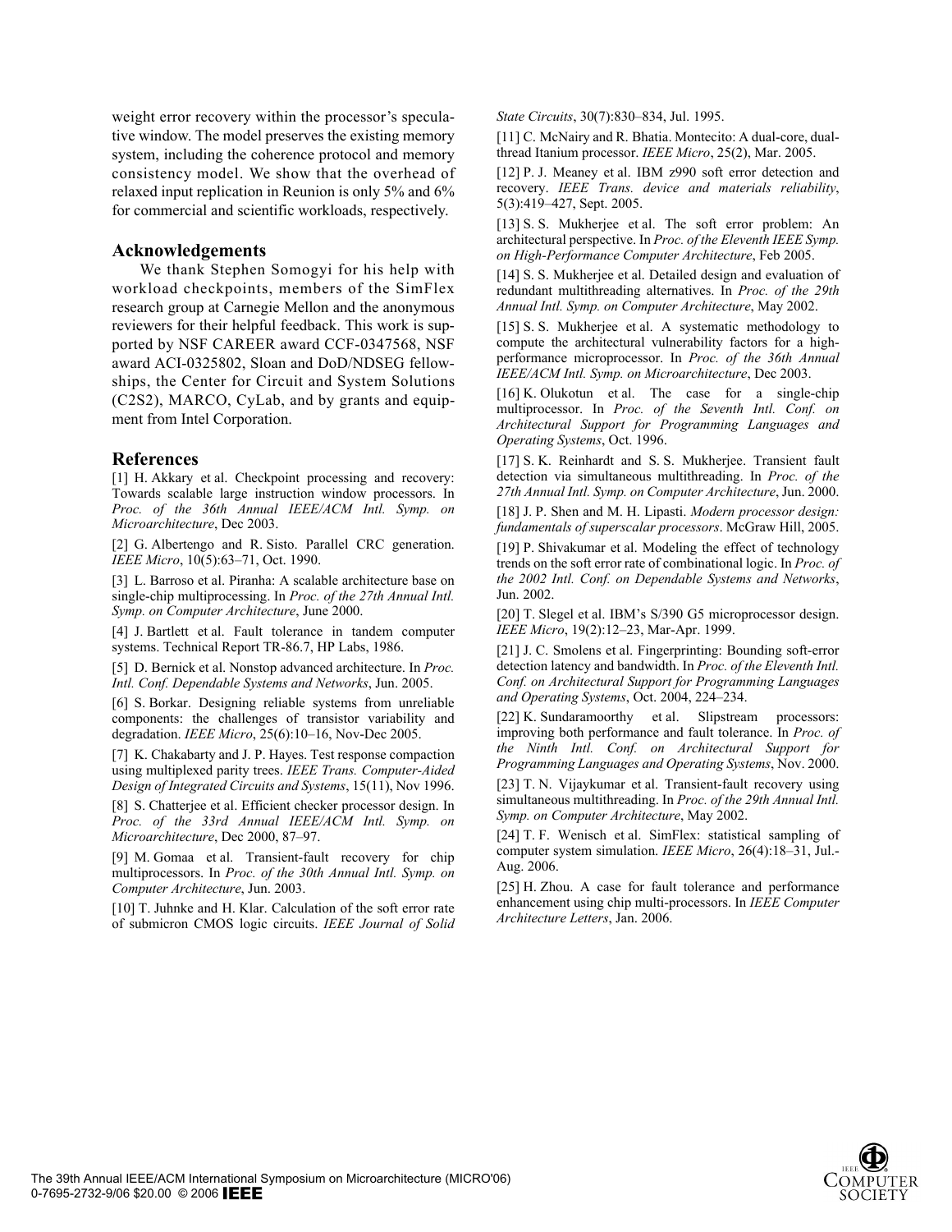weight error recovery within the processor's speculative window. The model preserves the existing memory system, including the coherence protocol and memory consistency model. We show that the overhead of relaxed input replication in Reunion is only 5% and 6% for commercial and scientific workloads, respectively.

## Acknowledgements

We thank Stephen Somogyi for his help with workload checkpoints, members of the SimFlex research group at Carnegie Mellon and the anonymous reviewers for their helpful feedback. This work is supported by NSF CAREER award CCF-0347568, NSF award ACI-0325802, Sloan and DoD/NDSEG fellowships, the Center for Circuit and System Solutions (C2S2), MARCO, CyLab, and by grants and equipment from Intel Corporation.

## References

[1] H. Akkary et al. Checkpoint processing and recovery: Towards scalable large instruction window processors. In *Proc. of the 36th Annual IEEE/ACM Intl. Symp. on Microarchitecture*, Dec 2003.

[2] G. Albertengo and R. Sisto. Parallel CRC generation. *IEEE Micro*, 10(5):63–71, Oct. 1990.

[3] L. Barroso et al. Piranha: A scalable architecture base on single-chip multiprocessing. In *Proc. of the 27th Annual Intl. Symp. on Computer Architecture*, June 2000.

[4] J. Bartlett et al. Fault tolerance in tandem computer systems. Technical Report TR-86.7, HP Labs, 1986.

[5] D. Bernick et al. Nonstop advanced architecture. In *Proc. Intl. Conf. Dependable Systems and Networks*, Jun. 2005.

[6] S. Borkar. Designing reliable systems from unreliable components: the challenges of transistor variability and degradation. *IEEE Micro*, 25(6):10–16, Nov-Dec 2005.

[7] K. Chakabarty and J. P. Hayes. Test response compaction using multiplexed parity trees. *IEEE Trans. Computer-Aided Design of Integrated Circuits and Systems*, 15(11), Nov 1996.

[8] S. Chatterjee et al. Efficient checker processor design. In *Proc. of the 33rd Annual IEEE/ACM Intl. Symp. on Microarchitecture*, Dec 2000, 87–97.

[9] M. Gomaa et al. Transient-fault recovery for chip multiprocessors. In *Proc. of the 30th Annual Intl. Symp. on Computer Architecture*, Jun. 2003.

[10] T. Juhnke and H. Klar. Calculation of the soft error rate of submicron CMOS logic circuits. *IEEE Journal of Solid State Circuits*, 30(7):830–834, Jul. 1995.

[11] C. McNairy and R. Bhatia. Montecito: A dual-core, dual-thread Itanium processor. *IEEE Micro*, 25(2), Mar. 2005.

[12] P. J. Meaney et al. IBM z990 soft error detection and recovery. *IEEE Trans. device and materials reliability*, 5(3):419–427, Sept. 2005.

[13] S. S. Mukherjee et al. The soft error problem: An architectural perspective. In *Proc. of the Eleventh IEEE Symp. on High-Performance Computer Architecture*, Feb 2005.

[14] S. S. Mukherjee et al. Detailed design and evaluation of redundant multithreading alternatives. In *Proc. of the 29th Annual Intl. Symp. on Computer Architecture*, May 2002.

[15] S. S. Mukherjee et al. A systematic methodology to compute the architectural vulnerability factors for a high-performance microprocessor. In *Proc. of the 36th Annual IEEE/ACM Intl. Symp. on Microarchitecture*, Dec 2003.

[16] K. Olukotun et al. The case for a single-chip multiprocessor. In *Proc. of the Seventh Intl. Conf. on Architectural Support for Programming Languages and Operating Systems*, Oct. 1996.

[17] S. K. Reinhardt and S. S. Mukherjee. Transient fault detection via simultaneous multithreading. In *Proc. of the 27th Annual Intl. Symp. on Computer Architecture*, Jun. 2000.

[18] J. P. Shen and M. H. Lipasti. *Modern processor design: fundamentals of superscalar processors*. McGraw Hill, 2005.

[19] P. Shivakumar et al. Modeling the effect of technology trends on the soft error rate of combinational logic. In *Proc. of the 2002 Intl. Conf. on Dependable Systems and Networks*, Jun. 2002.

[20] T. Slegel et al. IBM's S/390 G5 microprocessor design. *IEEE Micro*, 19(2):12–23, Mar-Apr. 1999.

[21] J. C. Smolens et al. Fingerprinting: Bounding soft-error detection latency and bandwidth. In *Proc. of the Eleventh Intl. Conf. on Architectural Support for Programming Languages and Operating Systems*, Oct. 2004, 224–234.

[22] K. Sundaramoorthy et al. Slipstream processors: improving both performance and fault tolerance. In *Proc. of the Ninth Intl. Conf. on Architectural Support for Programming Languages and Operating Systems*, Nov. 2000.

[23] T. N. Vijaykumar et al. Transient-fault recovery using simultaneous multithreading. In *Proc. of the 29th Annual Intl. Symp. on Computer Architecture*, May 2002.

[24] T. F. Wenisch et al. SimFlex: statistical sampling of computer system simulation. *IEEE Micro*, 26(4):18–31, Jul.-Aug. 2006.

[25] H. Zhou. A case for fault tolerance and performance enhancement using chip multi-processors. In *IEEE Computer Architecture Letters*, Jan. 2006.